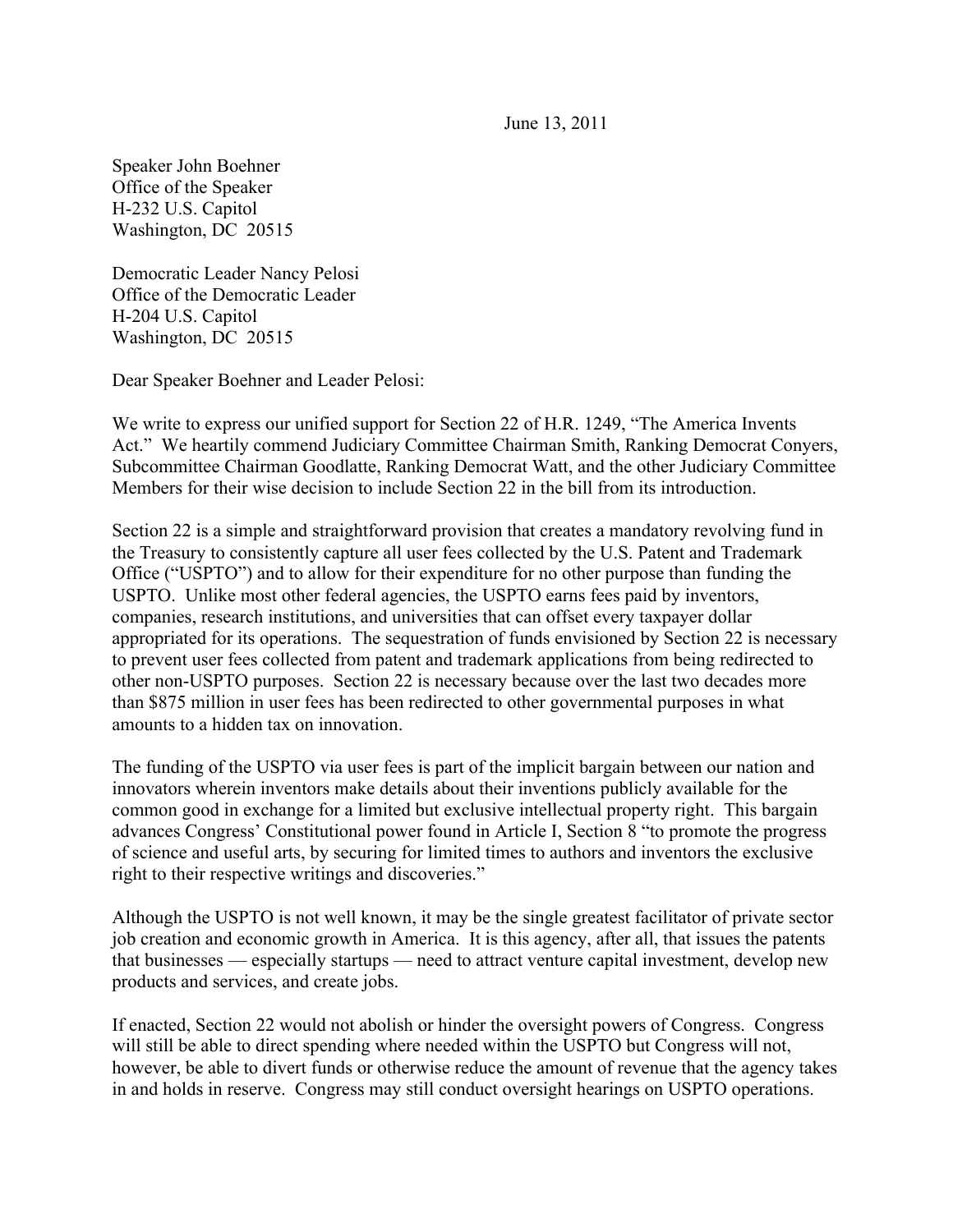June 13, 2011

Speaker John Boehner
Office of the Speaker
H-232 U.S. Capitol
Washington, DC 20515

Democratic Leader Nancy Pelosi
Office of the Democratic Leader
H-204 U.S. Capitol
Washington, DC 20515

Dear Speaker Boehner and Leader Pelosi:

We write to express our unified support for Section 22 of H.R. 1249, "The America Invents Act." We heartily commend Judiciary Committee Chairman Smith, Ranking Democrat Conyers, Subcommittee Chairman Goodlatte, Ranking Democrat Watt, and the other Judiciary Committee Members for their wise decision to include Section 22 in the bill from its introduction.

Section 22 is a simple and straightforward provision that creates a mandatory revolving fund in the Treasury to consistently capture all user fees collected by the U.S. Patent and Trademark Office ("USPTO") and to allow for their expenditure for no other purpose than funding the USPTO. Unlike most other federal agencies, the USPTO earns fees paid by inventors, companies, research institutions, and universities that can offset every taxpayer dollar appropriated for its operations. The sequestration of funds envisioned by Section 22 is necessary to prevent user fees collected from patent and trademark applications from being redirected to other non-USPTO purposes. Section 22 is necessary because over the last two decades more than $875 million in user fees has been redirected to other governmental purposes in what amounts to a hidden tax on innovation.

The funding of the USPTO via user fees is part of the implicit bargain between our nation and innovators wherein inventors make details about their inventions publicly available for the common good in exchange for a limited but exclusive intellectual property right. This bargain advances Congress' Constitutional power found in Article I, Section 8 "to promote the progress of science and useful arts, by securing for limited times to authors and inventors the exclusive right to their respective writings and discoveries."

Although the USPTO is not well known, it may be the single greatest facilitator of private sector job creation and economic growth in America. It is this agency, after all, that issues the patents that businesses — especially startups — need to attract venture capital investment, develop new products and services, and create jobs.

If enacted, Section 22 would not abolish or hinder the oversight powers of Congress. Congress will still be able to direct spending where needed within the USPTO but Congress will not, however, be able to divert funds or otherwise reduce the amount of revenue that the agency takes in and holds in reserve. Congress may still conduct oversight hearings on USPTO operations.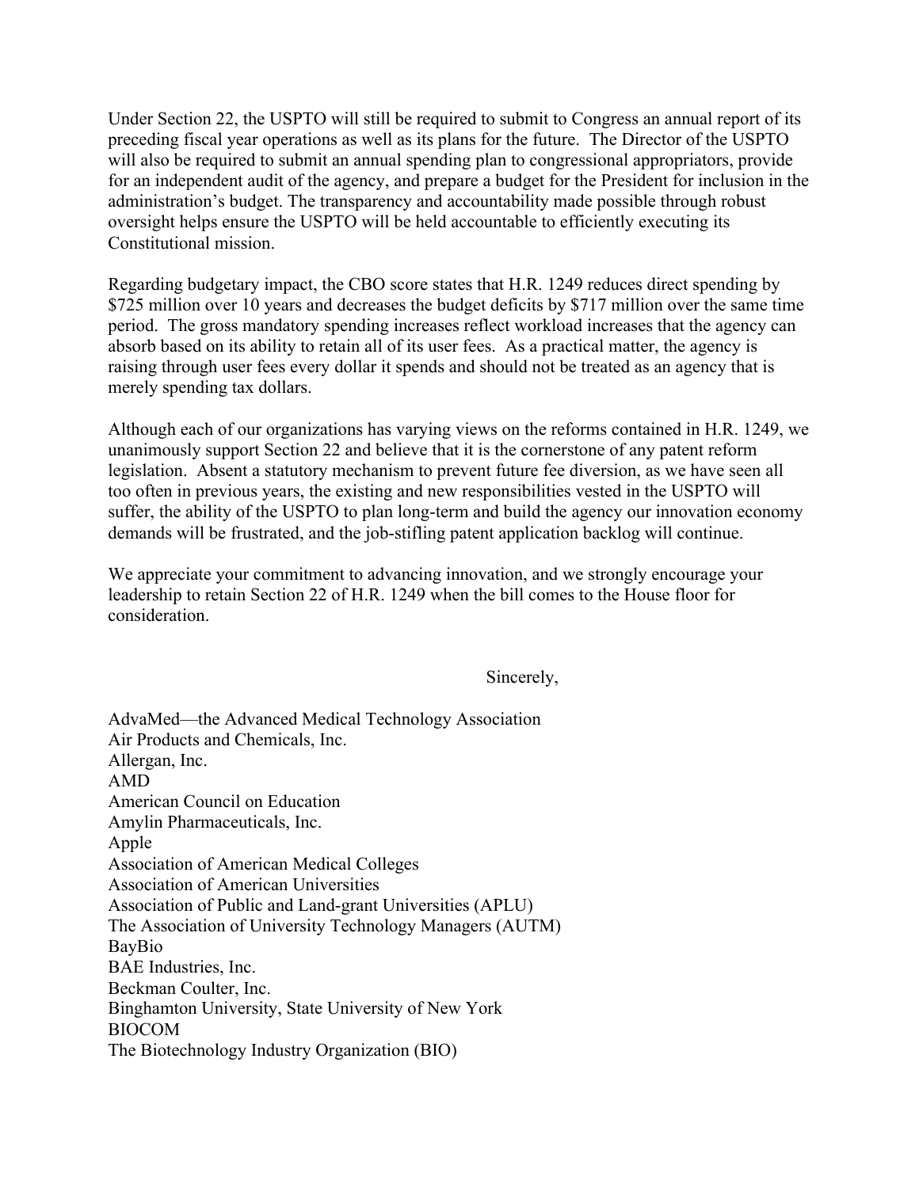Under Section 22, the USPTO will still be required to submit to Congress an annual report of its preceding fiscal year operations as well as its plans for the future. The Director of the USPTO will also be required to submit an annual spending plan to congressional appropriators, provide for an independent audit of the agency, and prepare a budget for the President for inclusion in the administration's budget. The transparency and accountability made possible through robust oversight helps ensure the USPTO will be held accountable to efficiently executing its Constitutional mission.

Regarding budgetary impact, the CBO score states that H.R. 1249 reduces direct spending by $725 million over 10 years and decreases the budget deficits by $717 million over the same time period. The gross mandatory spending increases reflect workload increases that the agency can absorb based on its ability to retain all of its user fees. As a practical matter, the agency is raising through user fees every dollar it spends and should not be treated as an agency that is merely spending tax dollars.

Although each of our organizations has varying views on the reforms contained in H.R. 1249, we unanimously support Section 22 and believe that it is the cornerstone of any patent reform legislation. Absent a statutory mechanism to prevent future fee diversion, as we have seen all too often in previous years, the existing and new responsibilities vested in the USPTO will suffer, the ability of the USPTO to plan long-term and build the agency our innovation economy demands will be frustrated, and the job-stifling patent application backlog will continue.

We appreciate your commitment to advancing innovation, and we strongly encourage your leadership to retain Section 22 of H.R. 1249 when the bill comes to the House floor for consideration.

Sincerely,

AdvaMed—the Advanced Medical Technology Association
Air Products and Chemicals, Inc.
Allergan, Inc.
AMD
American Council on Education
Amylin Pharmaceuticals, Inc.
Apple
Association of American Medical Colleges
Association of American Universities
Association of Public and Land-grant Universities (APLU)
The Association of University Technology Managers (AUTM)
BayBio
BAE Industries, Inc.
Beckman Coulter, Inc.
Binghamton University, State University of New York
BIOCOM
The Biotechnology Industry Organization (BIO)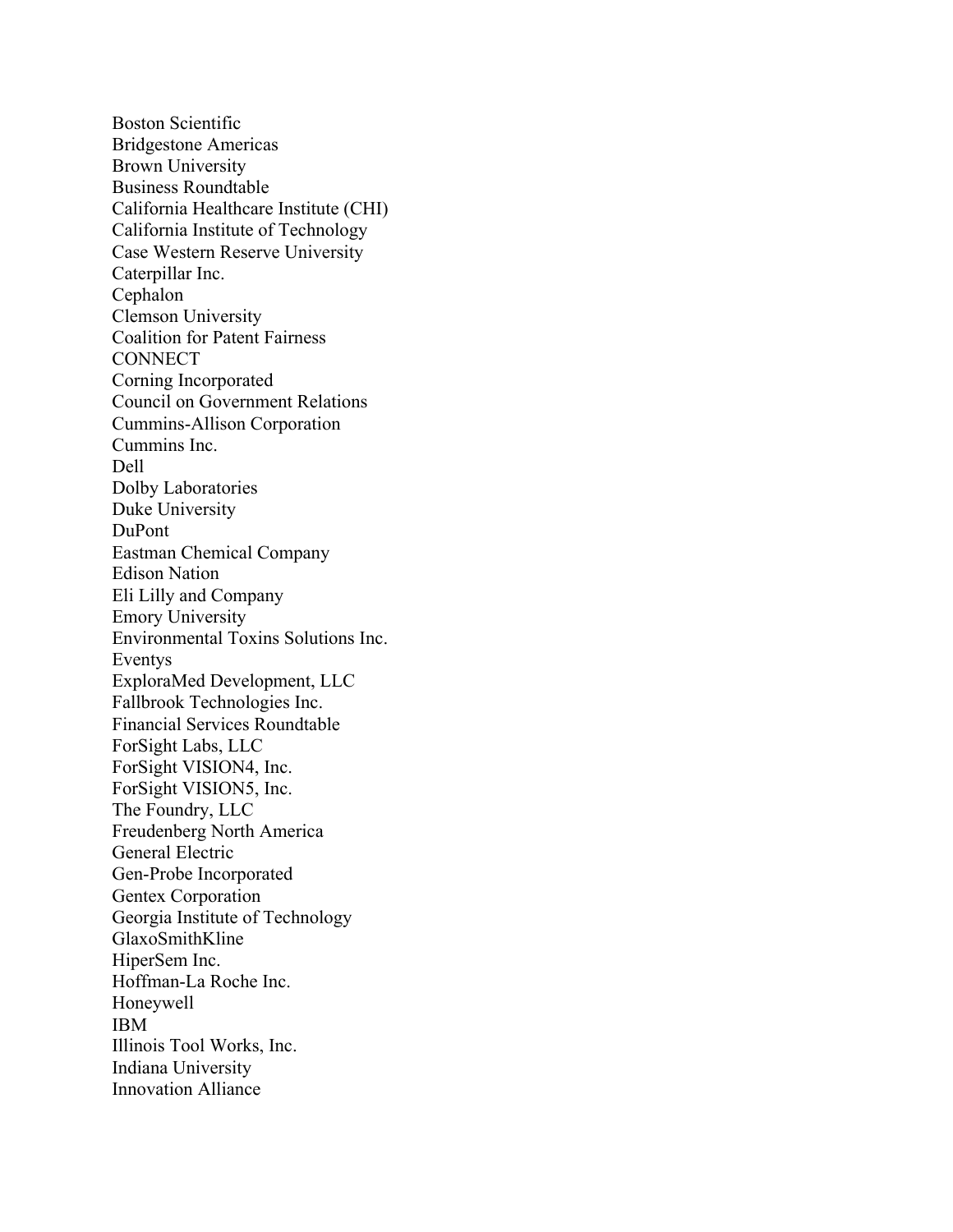Boston Scientific
Bridgestone Americas
Brown University
Business Roundtable
California Healthcare Institute (CHI)
California Institute of Technology
Case Western Reserve University
Caterpillar Inc.
Cephalon
Clemson University
Coalition for Patent Fairness
CONNECT
Corning Incorporated
Council on Government Relations
Cummins-Allison Corporation
Cummins Inc.
Dell
Dolby Laboratories
Duke University
DuPont
Eastman Chemical Company
Edison Nation
Eli Lilly and Company
Emory University
Environmental Toxins Solutions Inc.
Eventys
ExploraMed Development, LLC
Fallbrook Technologies Inc.
Financial Services Roundtable
ForSight Labs, LLC
ForSight VISION4, Inc.
ForSight VISION5, Inc.
The Foundry, LLC
Freudenberg North America
General Electric
Gen-Probe Incorporated
Gentex Corporation
Georgia Institute of Technology
GlaxoSmithKline
HiperSem Inc.
Hoffman-La Roche Inc.
Honeywell
IBM
Illinois Tool Works, Inc.
Indiana University
Innovation Alliance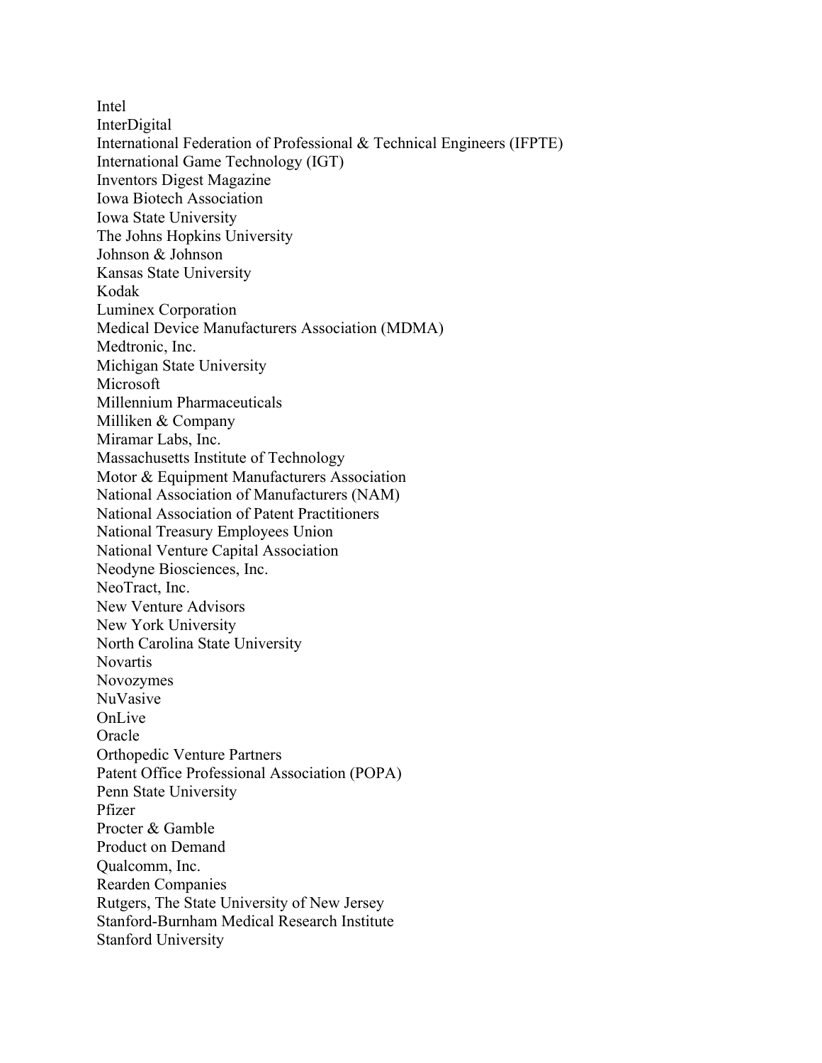Intel
InterDigital
International Federation of Professional & Technical Engineers (IFPTE)
International Game Technology (IGT)
Inventors Digest Magazine
Iowa Biotech Association
Iowa State University
The Johns Hopkins University
Johnson & Johnson
Kansas State University
Kodak
Luminex Corporation
Medical Device Manufacturers Association (MDMA)
Medtronic, Inc.
Michigan State University
Microsoft
Millennium Pharmaceuticals
Milliken & Company
Miramar Labs, Inc.
Massachusetts Institute of Technology
Motor & Equipment Manufacturers Association
National Association of Manufacturers (NAM)
National Association of Patent Practitioners
National Treasury Employees Union
National Venture Capital Association
Neodyne Biosciences, Inc.
NeoTract, Inc.
New Venture Advisors
New York University
North Carolina State University
Novartis
Novozymes
NuVasive
OnLive
Oracle
Orthopedic Venture Partners
Patent Office Professional Association (POPA)
Penn State University
Pfizer
Procter & Gamble
Product on Demand
Qualcomm, Inc.
Rearden Companies
Rutgers, The State University of New Jersey
Stanford-Burnham Medical Research Institute
Stanford University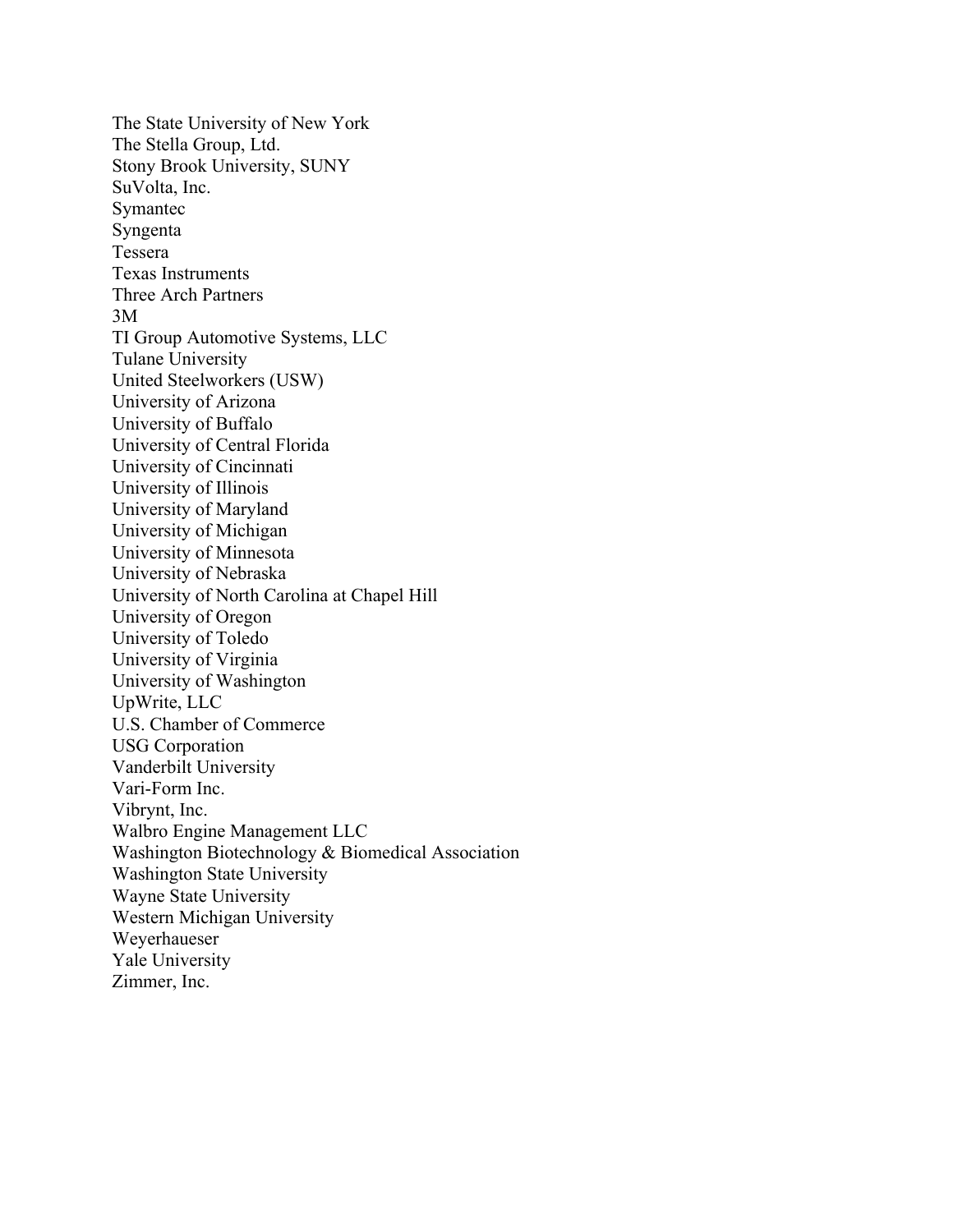The State University of New York
The Stella Group, Ltd.
Stony Brook University, SUNY
SuVolta, Inc.
Symantec
Syngenta
Tessera
Texas Instruments
Three Arch Partners
3M
TI Group Automotive Systems, LLC
Tulane University
United Steelworkers (USW)
University of Arizona
University of Buffalo
University of Central Florida
University of Cincinnati
University of Illinois
University of Maryland
University of Michigan
University of Minnesota
University of Nebraska
University of North Carolina at Chapel Hill
University of Oregon
University of Toledo
University of Virginia
University of Washington
UpWrite, LLC
U.S. Chamber of Commerce
USG Corporation
Vanderbilt University
Vari-Form Inc.
Vibrynt, Inc.
Walbro Engine Management LLC
Washington Biotechnology & Biomedical Association
Washington State University
Wayne State University
Western Michigan University
Weyerhaueser
Yale University
Zimmer, Inc.